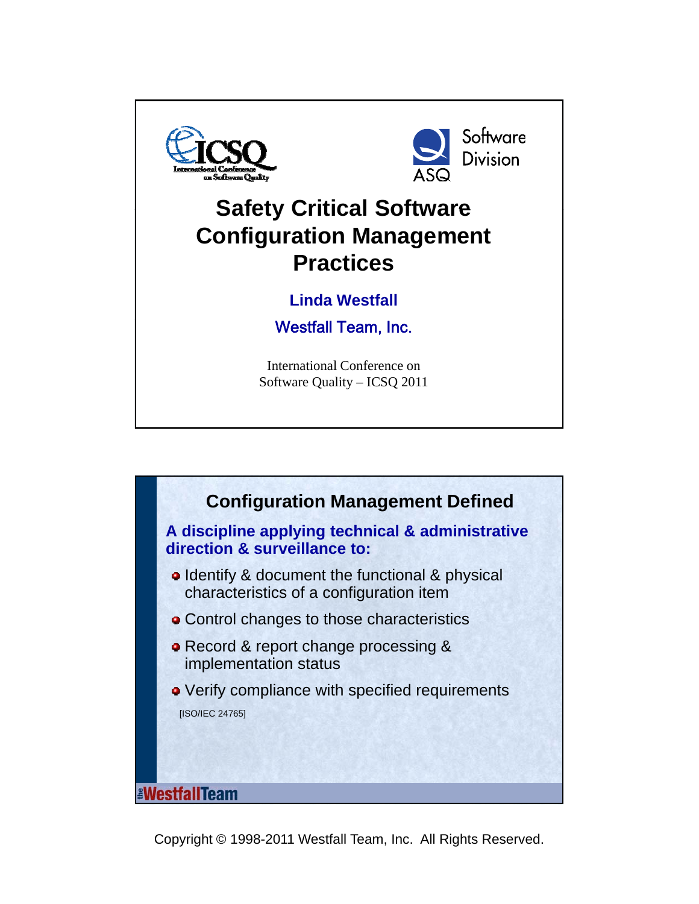# Safety Critical Software Configuration Management Practices

**Linda Westfall**

Westfall Team, Inc.

International Conference on Software Quality – ICSQ 2011

## Configuration Management Defined

**A discipline applying technical & administrative direction & surveillance to:**

- Identify & document the functional & physical characteristics of a configuration item
- Control changes to those characteristics
- Record & report change processing & implementation status
- Verify compliance with specified requirements

[ISO/IEC 24765]

Copyright © 1998-2011 Westfall Team, Inc. All Rights Reserved.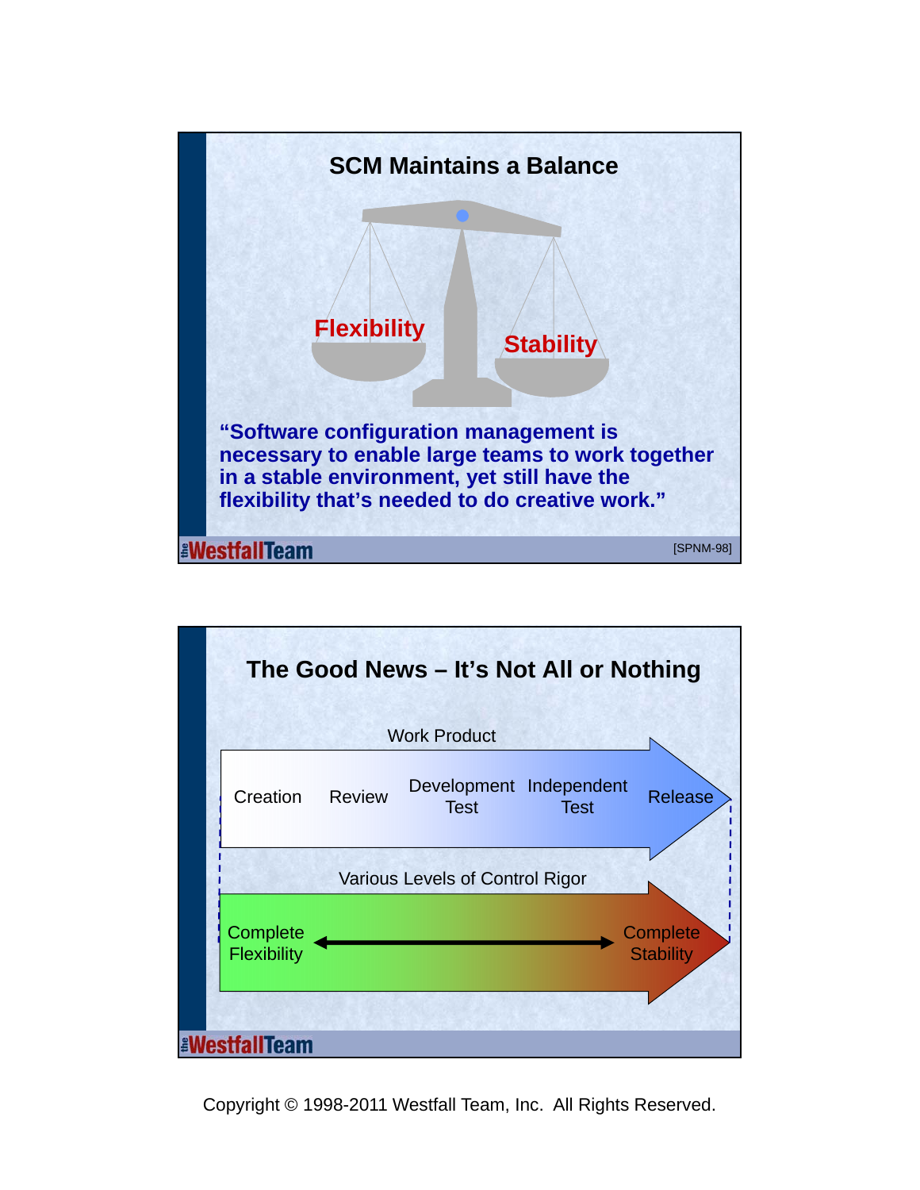## SCM Maintains a Balance

Flexibility

Stability

**"Software configuration management is necessary to enable large teams to work together in a stable environment, yet still have the flexibility that's needed to do creative work."**

[SPNM-98]

## The Good News – It's Not All or Nothing

Work Product

Creation

Review

Development Test

Independent Test

Release

Various Levels of Control Rigor

Complete Flexibility

Complete Stability

Copyright © 1998-2011 Westfall Team, Inc. All Rights Reserved.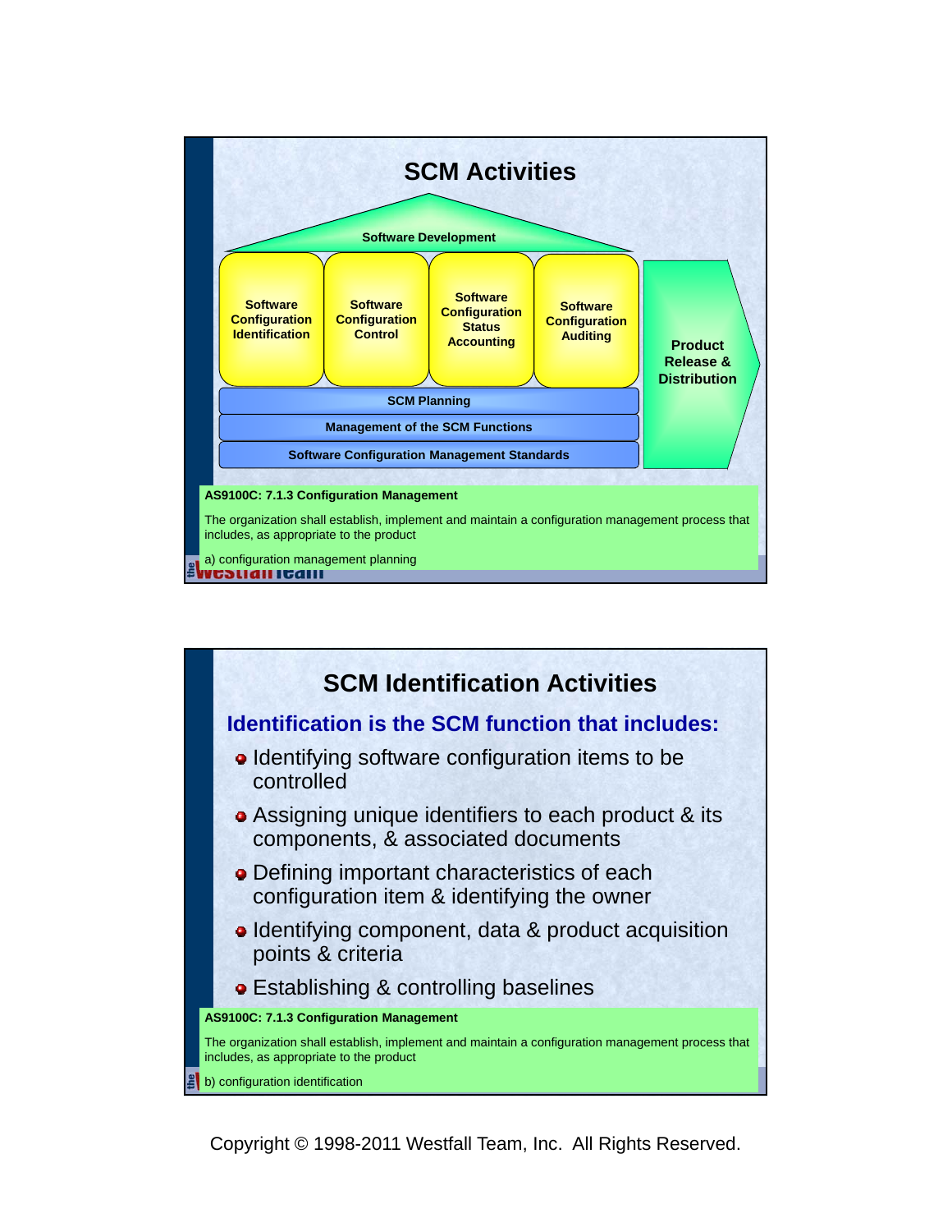# SCM Activities

Software Development

Software Configuration Identification

Software Configuration Control

Software Configuration Status Accounting

Software Configuration Auditing

Product Release & Distribution

SCM Planning

Management of the SCM Functions

Software Configuration Management Standards

**AS9100C: 7.1.3 Configuration Management**

The organization shall establish, implement and maintain a configuration management process that includes, as appropriate to the product

a) configuration management planning

# SCM Identification Activities

## Identification is the SCM function that includes:

- Identifying software configuration items to be controlled
- Assigning unique identifiers to each product & its components, & associated documents
- Defining important characteristics of each configuration item & identifying the owner
- Identifying component, data & product acquisition points & criteria
- Establishing & controlling baselines

**AS9100C: 7.1.3 Configuration Management**

The organization shall establish, implement and maintain a configuration management process that includes, as appropriate to the product

b) configuration identification

Copyright © 1998-2011 Westfall Team, Inc. All Rights Reserved.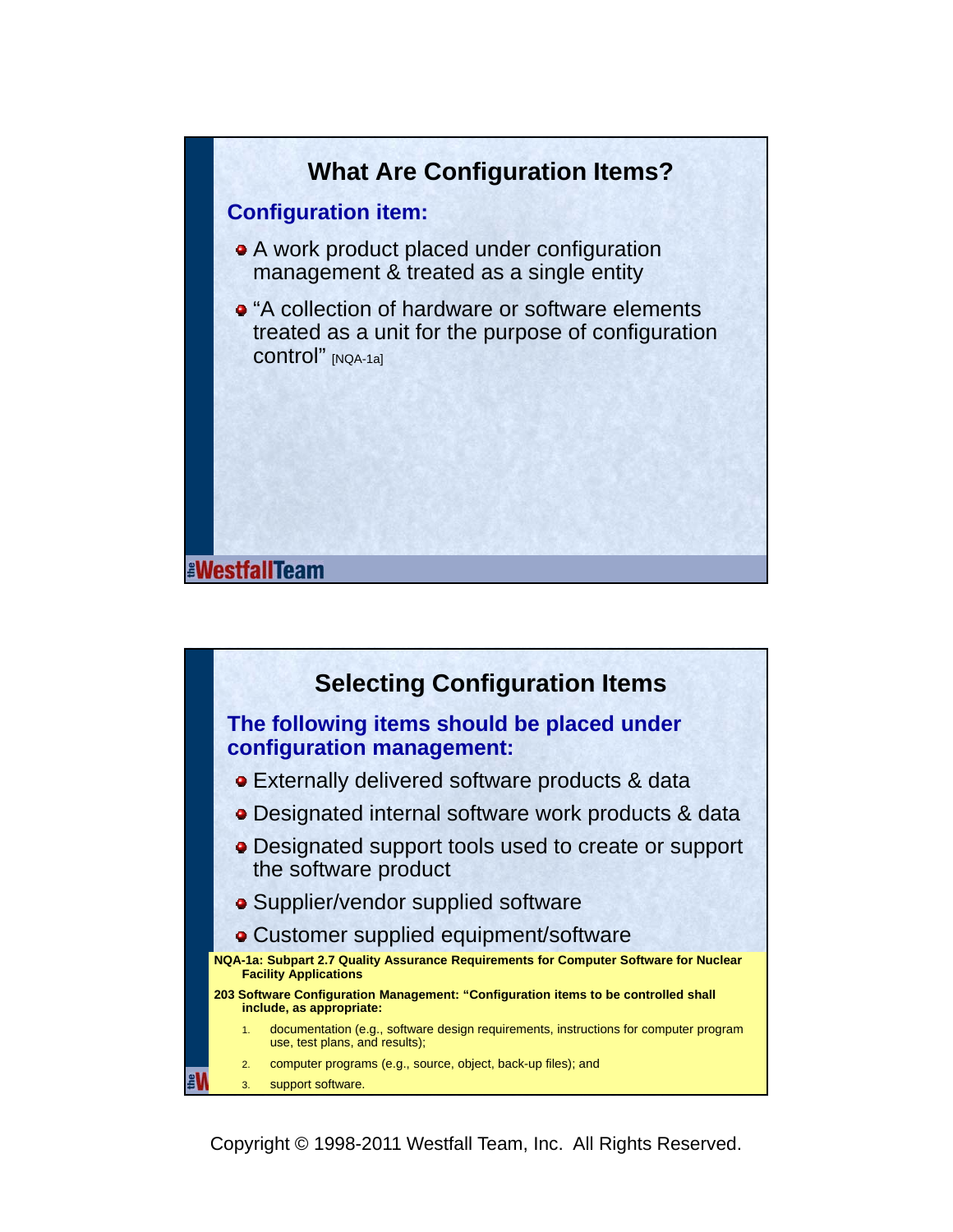## What Are Configuration Items?

**Configuration item:**

- A work product placed under configuration management & treated as a single entity
- "A collection of hardware or software elements treated as a unit for the purpose of configuration control" [NQA-1a]

## Selecting Configuration Items

**The following items should be placed under configuration management:**

- Externally delivered software products & data
- Designated internal software work products & data
- Designated support tools used to create or support the software product
- Supplier/vendor supplied software
- Customer supplied equipment/software

**NQA-1a: Subpart 2.7 Quality Assurance Requirements for Computer Software for Nuclear Facility Applications**

**203 Software Configuration Management: "Configuration items to be controlled shall include, as appropriate:**

1. documentation (e.g., software design requirements, instructions for computer program use, test plans, and results);
2. computer programs (e.g., source, object, back-up files); and
3. support software.

Copyright © 1998-2011 Westfall Team, Inc. All Rights Reserved.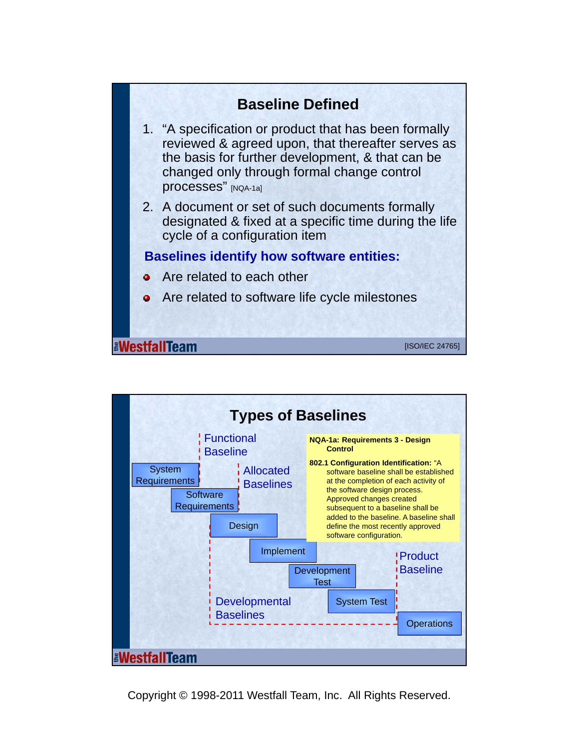## Baseline Defined

1. "A specification or product that has been formally reviewed & agreed upon, that thereafter serves as the basis for further development, & that can be changed only through formal change control processes" [NQA-1a]
2. A document or set of such documents formally designated & fixed at a specific time during the life cycle of a configuration item

**Baselines identify how software entities:**

- Are related to each other
- Are related to software life cycle milestones

[ISO/IEC 24765]

## Types of Baselines

Functional Baseline

Allocated Baselines

System Requirements

Software Requirements

Design

Implement

Development Test

System Test

Operations

Product Baseline

Developmental Baselines

**NQA-1a: Requirements 3 - Design Control**

**802.1 Configuration Identification:** "A software baseline shall be established at the completion of each activity of the software design process. Approved changes created subsequent to a baseline shall be added to the baseline. A baseline shall define the most recently approved software configuration.

Copyright © 1998-2011 Westfall Team, Inc. All Rights Reserved.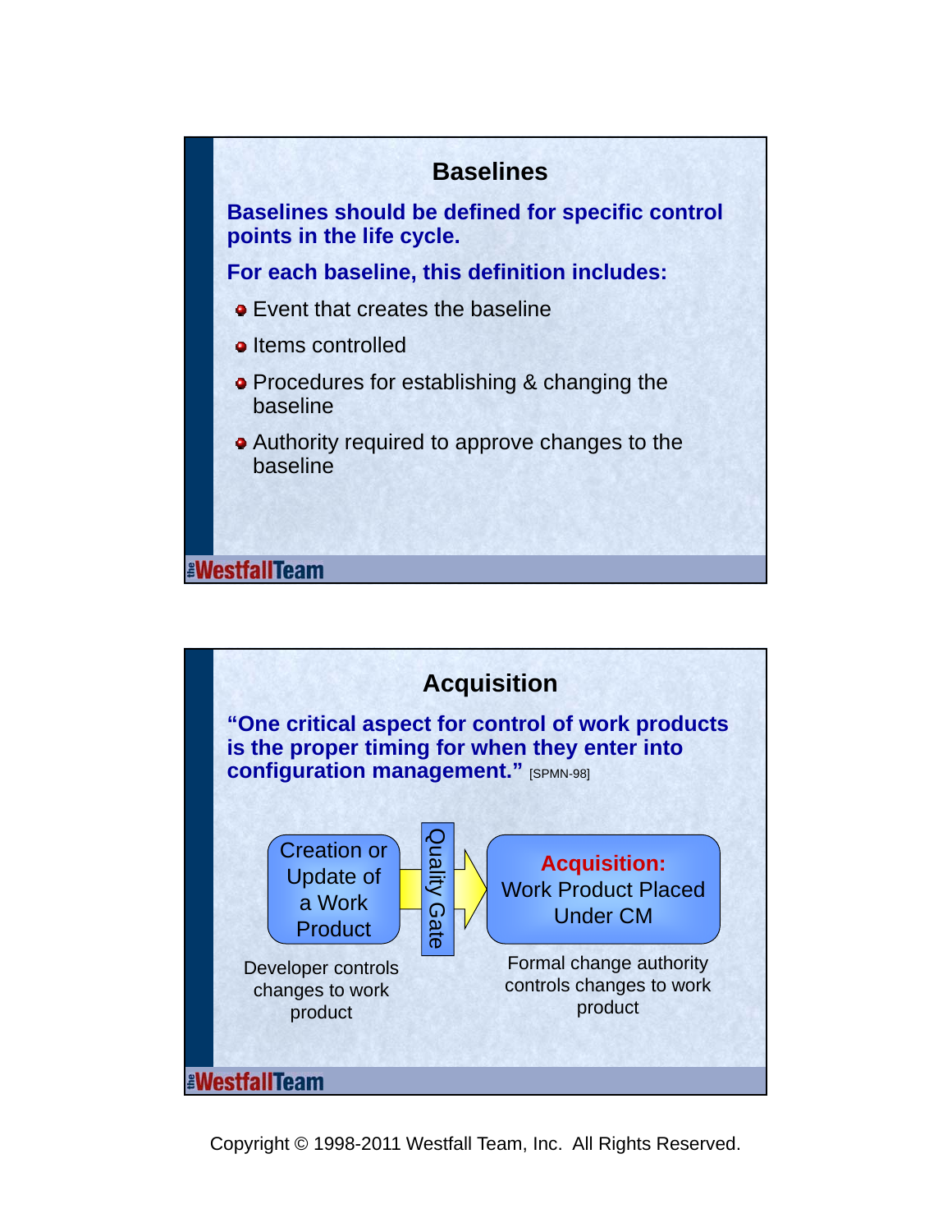## Baselines

**Baselines should be defined for specific control points in the life cycle.**

**For each baseline, this definition includes:**

- Event that creates the baseline
- Items controlled
- Procedures for establishing & changing the baseline
- Authority required to approve changes to the baseline

## Acquisition

**"One critical aspect for control of work products is the proper timing for when they enter into configuration management."** [SPMN-98]

Creation or Update of a Work Product

Quality Gate

**Acquisition:** Work Product Placed Under CM

Developer controls changes to work product

Formal change authority controls changes to work product

Copyright © 1998-2011 Westfall Team, Inc. All Rights Reserved.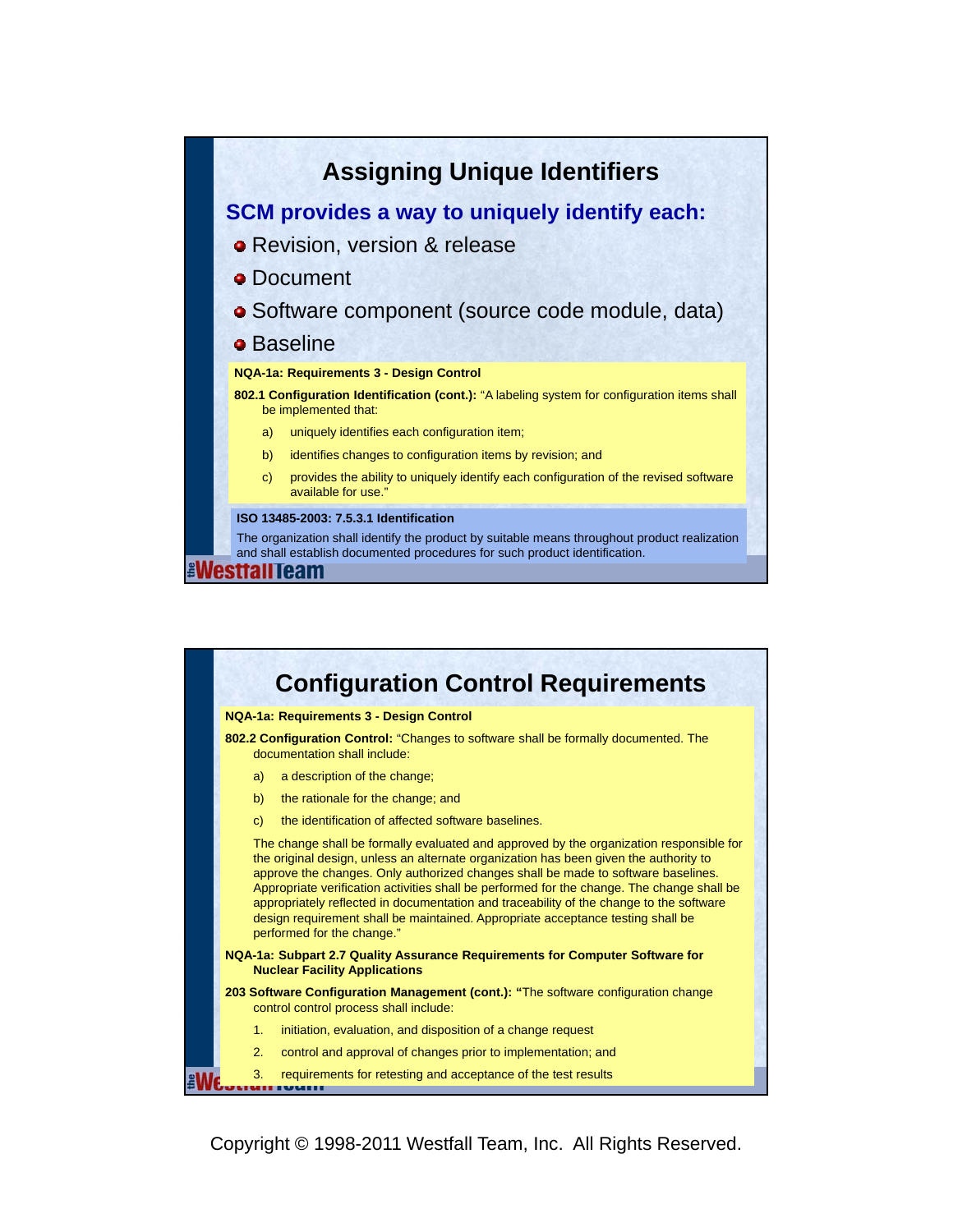# Assigning Unique Identifiers

## SCM provides a way to uniquely identify each:

- Revision, version & release
- Document
- Software component (source code module, data)
- Baseline

**NQA-1a: Requirements 3 - Design Control**

**802.1 Configuration Identification (cont.):** "A labeling system for configuration items shall be implemented that:

a) uniquely identifies each configuration item;

b) identifies changes to configuration items by revision; and

c) provides the ability to uniquely identify each configuration of the revised software available for use."

**ISO 13485-2003: 7.5.3.1 Identification**

The organization shall identify the product by suitable means throughout product realization and shall establish documented procedures for such product identification.

# Configuration Control Requirements

**NQA-1a: Requirements 3 - Design Control**

**802.2 Configuration Control:** "Changes to software shall be formally documented. The documentation shall include:

a) a description of the change;

b) the rationale for the change; and

c) the identification of affected software baselines.

The change shall be formally evaluated and approved by the organization responsible for the original design, unless an alternate organization has been given the authority to approve the changes. Only authorized changes shall be made to software baselines. Appropriate verification activities shall be performed for the change. The change shall be appropriately reflected in documentation and traceability of the change to the software design requirement shall be maintained. Appropriate acceptance testing shall be performed for the change."

**NQA-1a: Subpart 2.7 Quality Assurance Requirements for Computer Software for Nuclear Facility Applications**

**203 Software Configuration Management (cont.): "**The software configuration change control control process shall include:

1. initiation, evaluation, and disposition of a change request
2. control and approval of changes prior to implementation; and
3. requirements for retesting and acceptance of the test results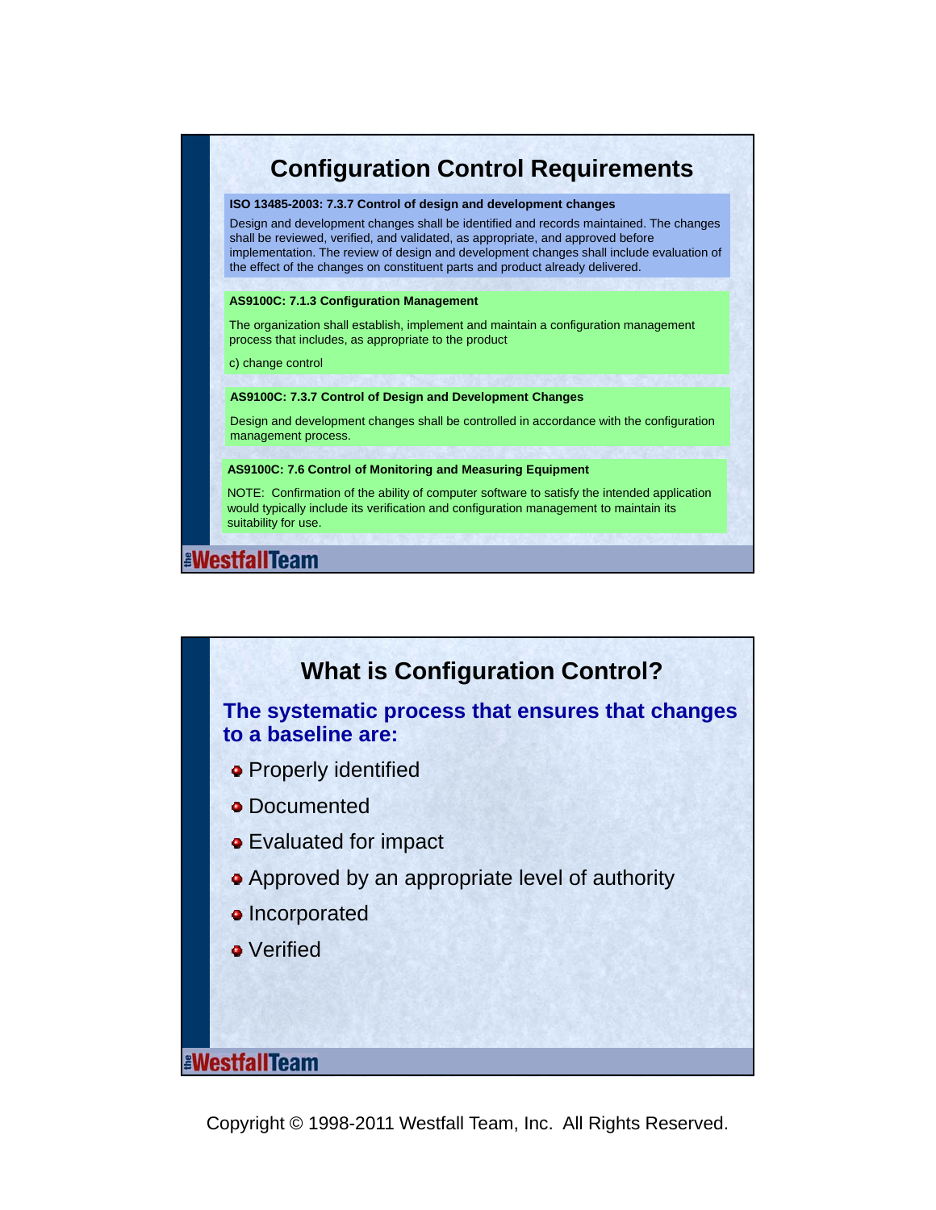## Configuration Control Requirements

**ISO 13485-2003: 7.3.7 Control of design and development changes**

Design and development changes shall be identified and records maintained. The changes shall be reviewed, verified, and validated, as appropriate, and approved before implementation. The review of design and development changes shall include evaluation of the effect of the changes on constituent parts and product already delivered.

**AS9100C: 7.1.3 Configuration Management**

The organization shall establish, implement and maintain a configuration management process that includes, as appropriate to the product

c) change control

**AS9100C: 7.3.7 Control of Design and Development Changes**

Design and development changes shall be controlled in accordance with the configuration management process.

**AS9100C: 7.6 Control of Monitoring and Measuring Equipment**

NOTE: Confirmation of the ability of computer software to satisfy the intended application would typically include its verification and configuration management to maintain its suitability for use.

## What is Configuration Control?

**The systematic process that ensures that changes to a baseline are:**

- Properly identified
- Documented
- Evaluated for impact
- Approved by an appropriate level of authority
- Incorporated
- Verified

Copyright © 1998-2011 Westfall Team, Inc. All Rights Reserved.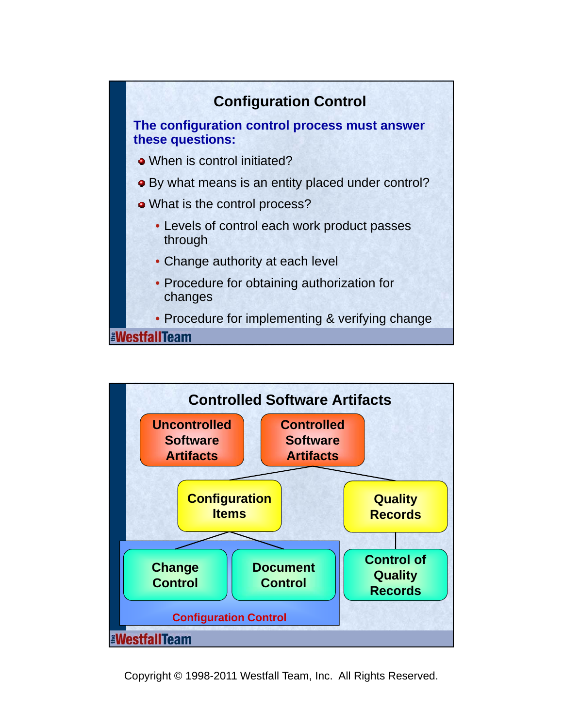## Configuration Control

**The configuration control process must answer these questions:**

- When is control initiated?
- By what means is an entity placed under control?
- What is the control process?
  - Levels of control each work product passes through
  - Change authority at each level
  - Procedure for obtaining authorization for changes
  - Procedure for implementing & verifying change

## Controlled Software Artifacts

Uncontrolled Software Artifacts

Controlled Software Artifacts

Configuration Items

Quality Records

Change Control

Document Control

Control of Quality Records

Configuration Control

Copyright © 1998-2011 Westfall Team, Inc. All Rights Reserved.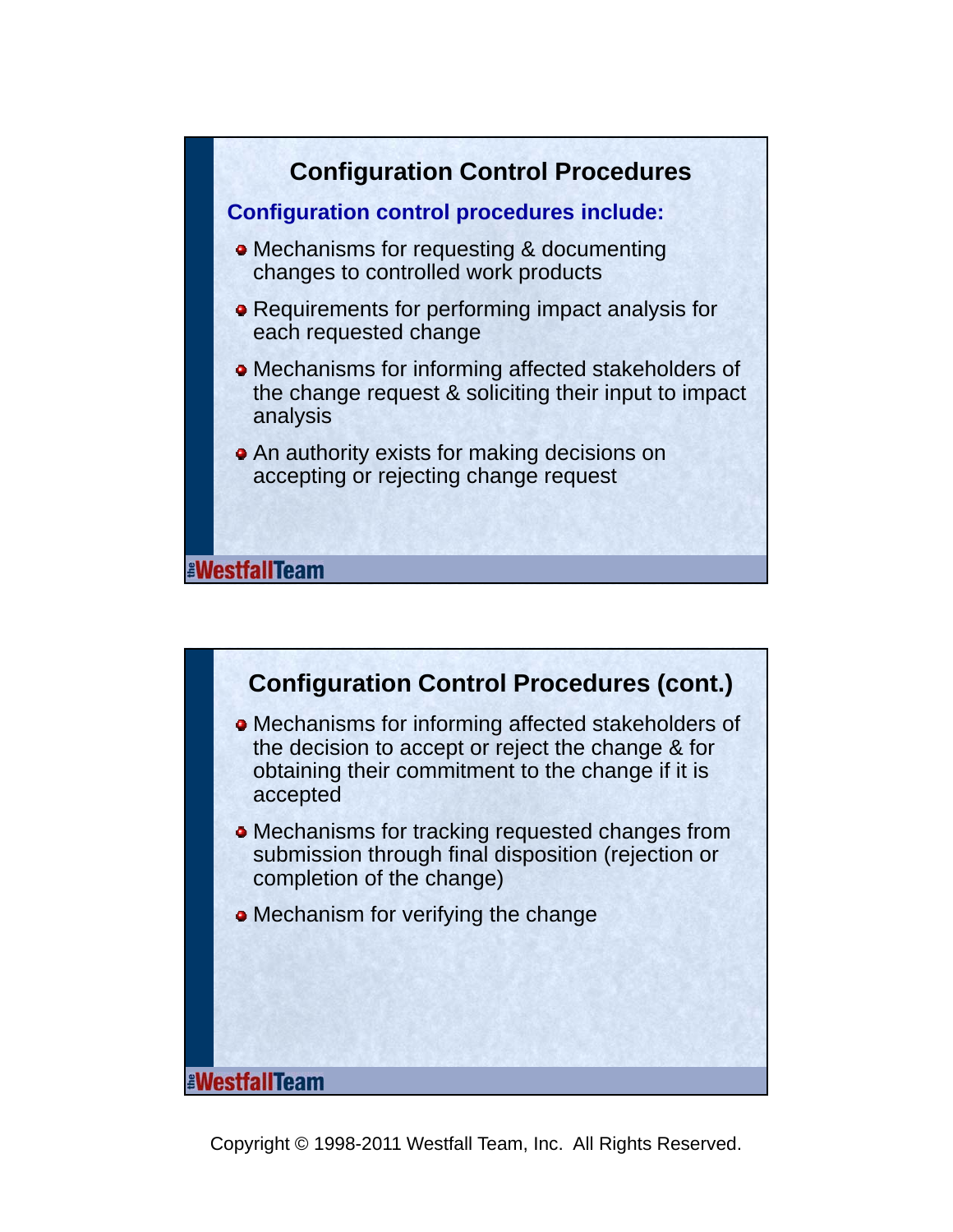## Configuration Control Procedures

**Configuration control procedures include:**

- Mechanisms for requesting & documenting changes to controlled work products
- Requirements for performing impact analysis for each requested change
- Mechanisms for informing affected stakeholders of the change request & soliciting their input to impact analysis
- An authority exists for making decisions on accepting or rejecting change request

## Configuration Control Procedures (cont.)

- Mechanisms for informing affected stakeholders of the decision to accept or reject the change & for obtaining their commitment to the change if it is accepted
- Mechanisms for tracking requested changes from submission through final disposition (rejection or completion of the change)
- Mechanism for verifying the change

Copyright © 1998-2011 Westfall Team, Inc. All Rights Reserved.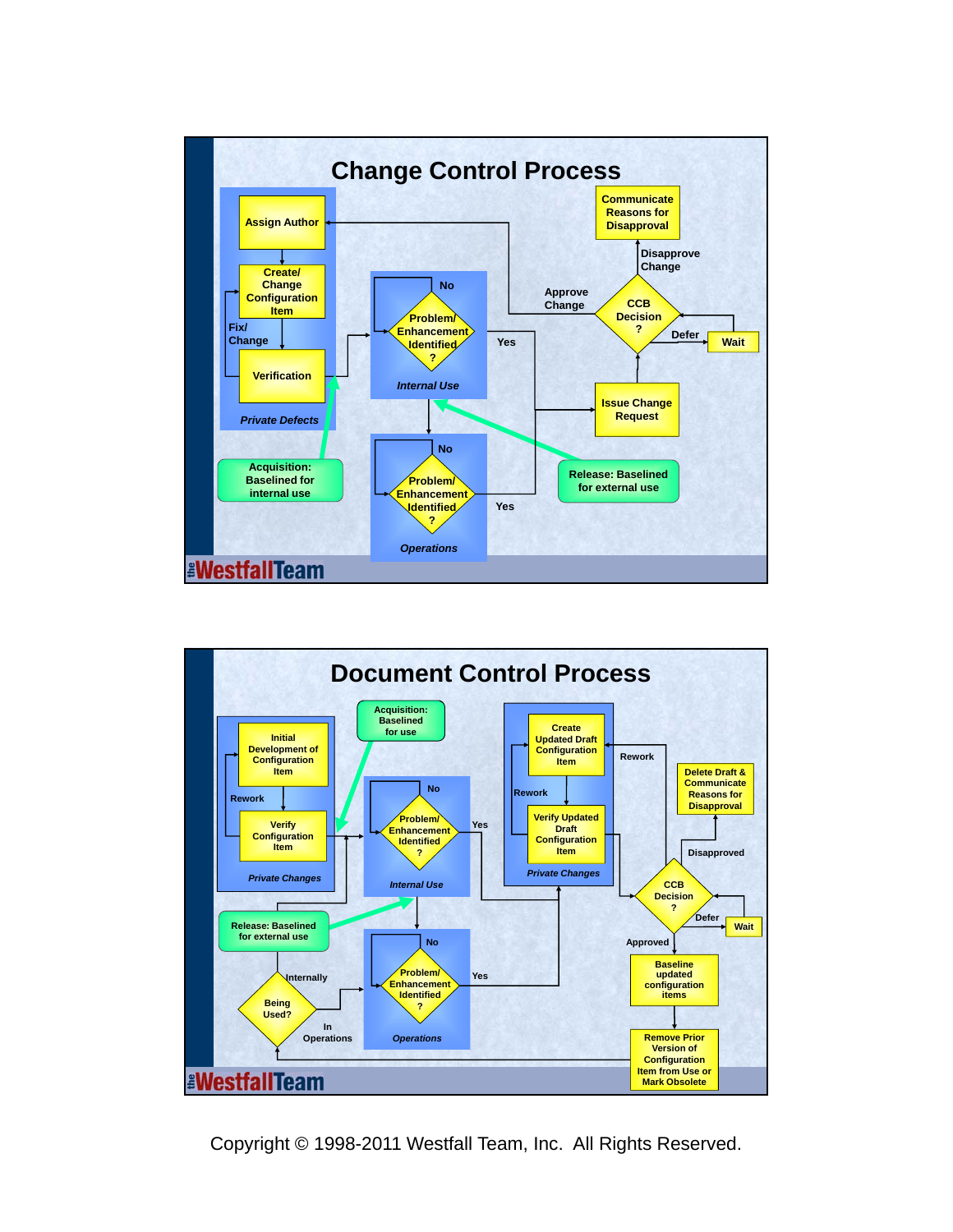# Change Control Process

Assign Author

Create/ Change Configuration Item

Fix/ Change

Verification

Private Defects

Acquisition: Baselined for internal use

No

Problem/ Enhancement Identified ?

Yes

Internal Use

No

Problem/ Enhancement Identified ?

Yes

Operations

Approve Change

Communicate Reasons for Disapproval

Disapprove Change

CCB Decision ?

Defer

Wait

Issue Change Request

Release: Baselined for external use

theWestfallTeam

# Document Control Process

Initial Development of Configuration Item

Rework

Verify Configuration Item

Private Changes

Acquisition: Baselined for use

No

Problem/ Enhancement Identified ?

Yes

Internal Use

Release: Baselined for external use

Internally

Being Used?

In Operations

No

Problem/ Enhancement Identified ?

Yes

Operations

Create Updated Draft Configuration Item

Rework

Verify Updated Draft Configuration Item

Private Changes

Rework

Delete Draft & Communicate Reasons for Disapproval

Disapproved

CCB Decision ?

Defer

Wait

Approved

Baseline updated configuration items

Remove Prior Version of Configuration Item from Use or Mark Obsolete

theWestfallTeam

Copyright © 1998-2011 Westfall Team, Inc. All Rights Reserved.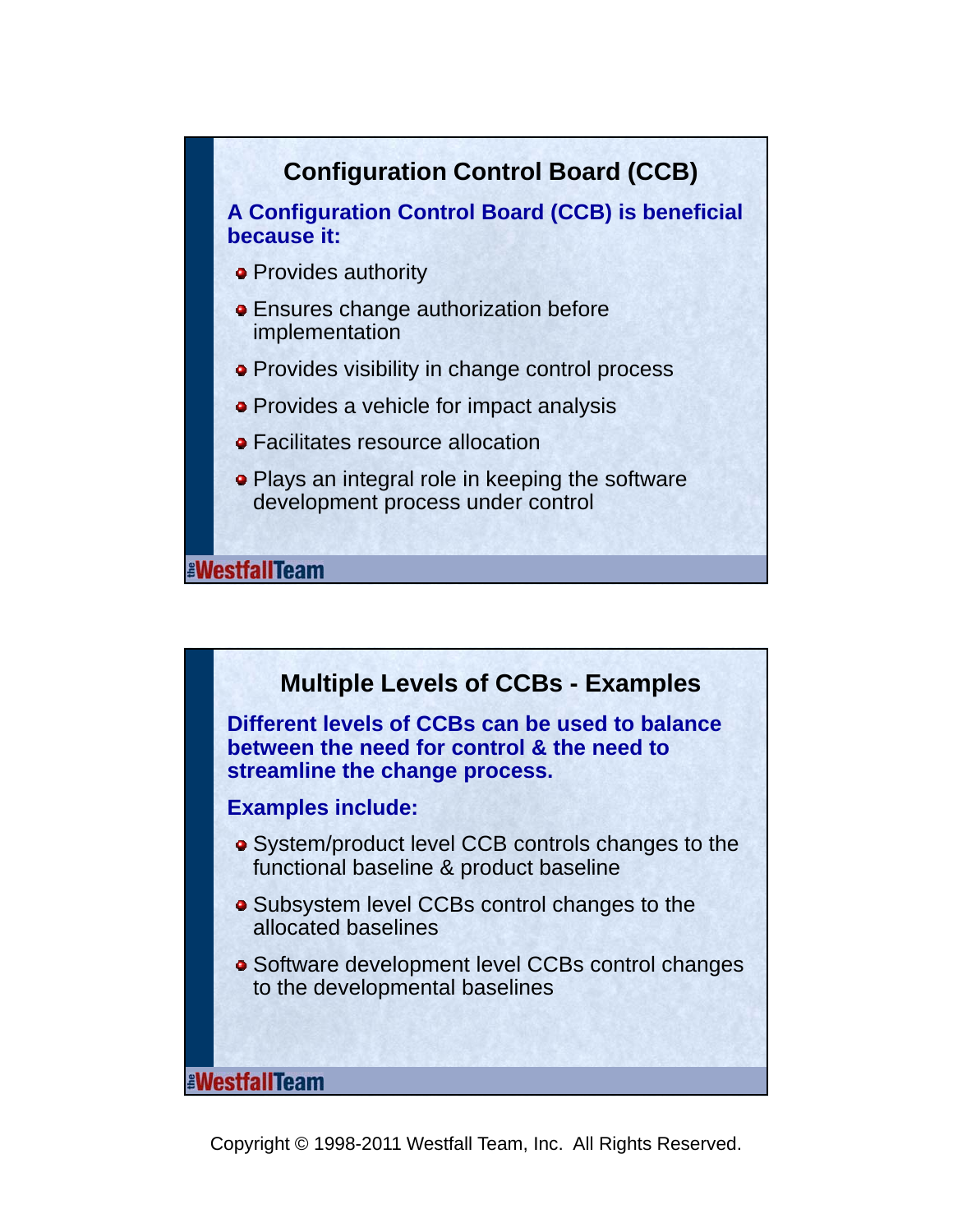## Configuration Control Board (CCB)

**A Configuration Control Board (CCB) is beneficial because it:**

- Provides authority
- Ensures change authorization before implementation
- Provides visibility in change control process
- Provides a vehicle for impact analysis
- Facilitates resource allocation
- Plays an integral role in keeping the software development process under control

## Multiple Levels of CCBs - Examples

**Different levels of CCBs can be used to balance between the need for control & the need to streamline the change process.**

**Examples include:**

- System/product level CCB controls changes to the functional baseline & product baseline
- Subsystem level CCBs control changes to the allocated baselines
- Software development level CCBs control changes to the developmental baselines

Copyright © 1998-2011 Westfall Team, Inc. All Rights Reserved.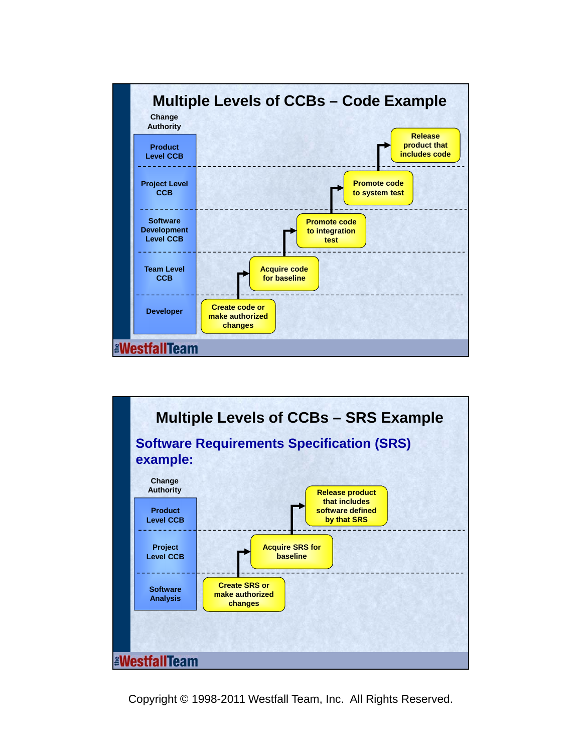## Multiple Levels of CCBs – Code Example

Change Authority

Product Level CCB

Project Level CCB

Software Development Level CCB

Team Level CCB

Developer

Create code or make authorized changes

Acquire code for baseline

Promote code to integration test

Promote code to system test

Release product that includes code

## Multiple Levels of CCBs – SRS Example

**Software Requirements Specification (SRS) example:**

Change Authority

Product Level CCB

Project Level CCB

Software Analysis

Create SRS or make authorized changes

Acquire SRS for baseline

Release product that includes software defined by that SRS

Copyright © 1998-2011 Westfall Team, Inc. All Rights Reserved.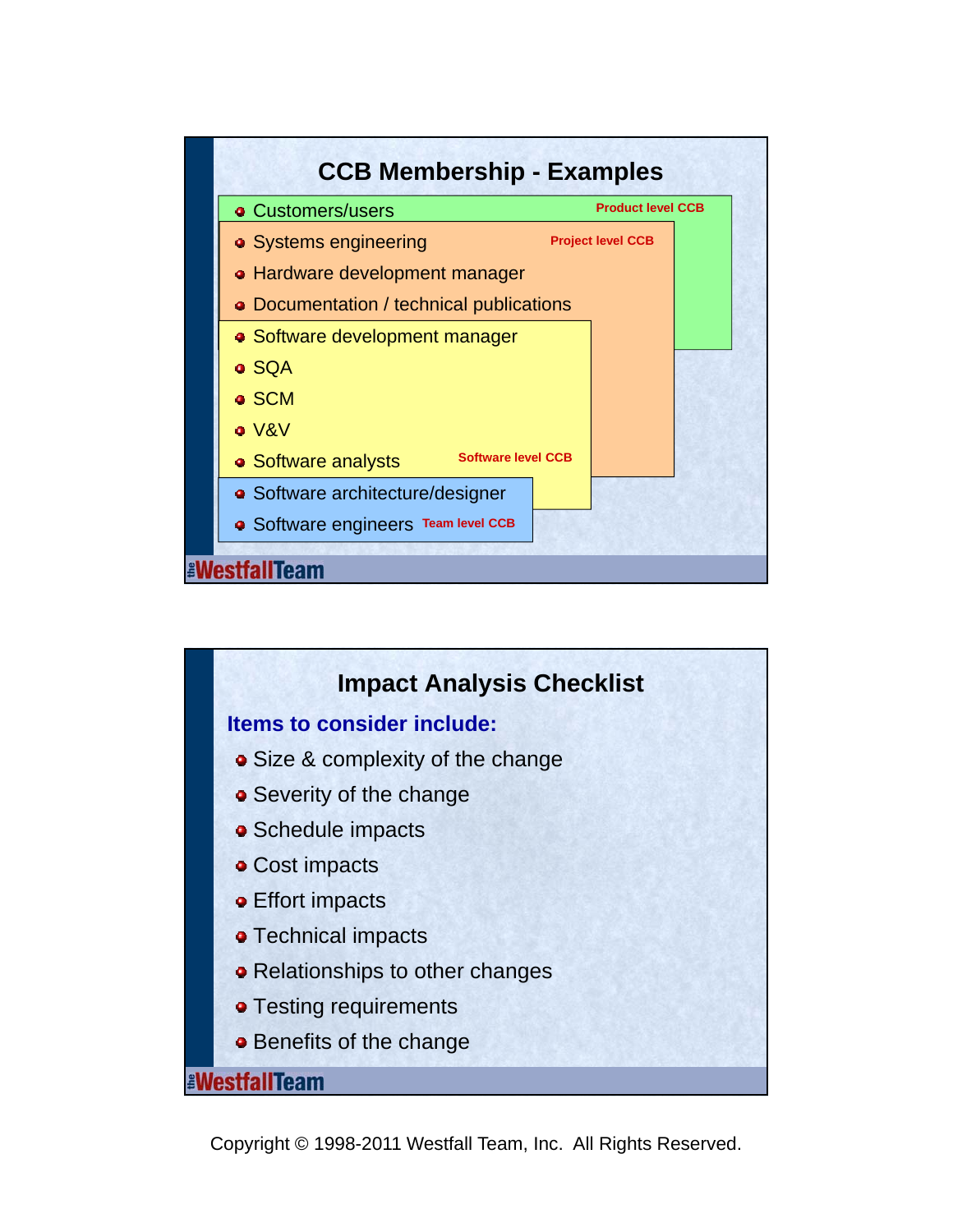## CCB Membership - Examples

**Product level CCB**

- Customers/users

**Project level CCB**

- Systems engineering
- Hardware development manager
- Documentation / technical publications

**Software level CCB**

- Software development manager
- SQA
- SCM
- V&V
- Software analysts

**Team level CCB**

- Software architecture/designer
- Software engineers

## Impact Analysis Checklist

**Items to consider include:**

- Size & complexity of the change
- Severity of the change
- Schedule impacts
- Cost impacts
- Effort impacts
- Technical impacts
- Relationships to other changes
- Testing requirements
- Benefits of the change

Copyright © 1998-2011 Westfall Team, Inc. All Rights Reserved.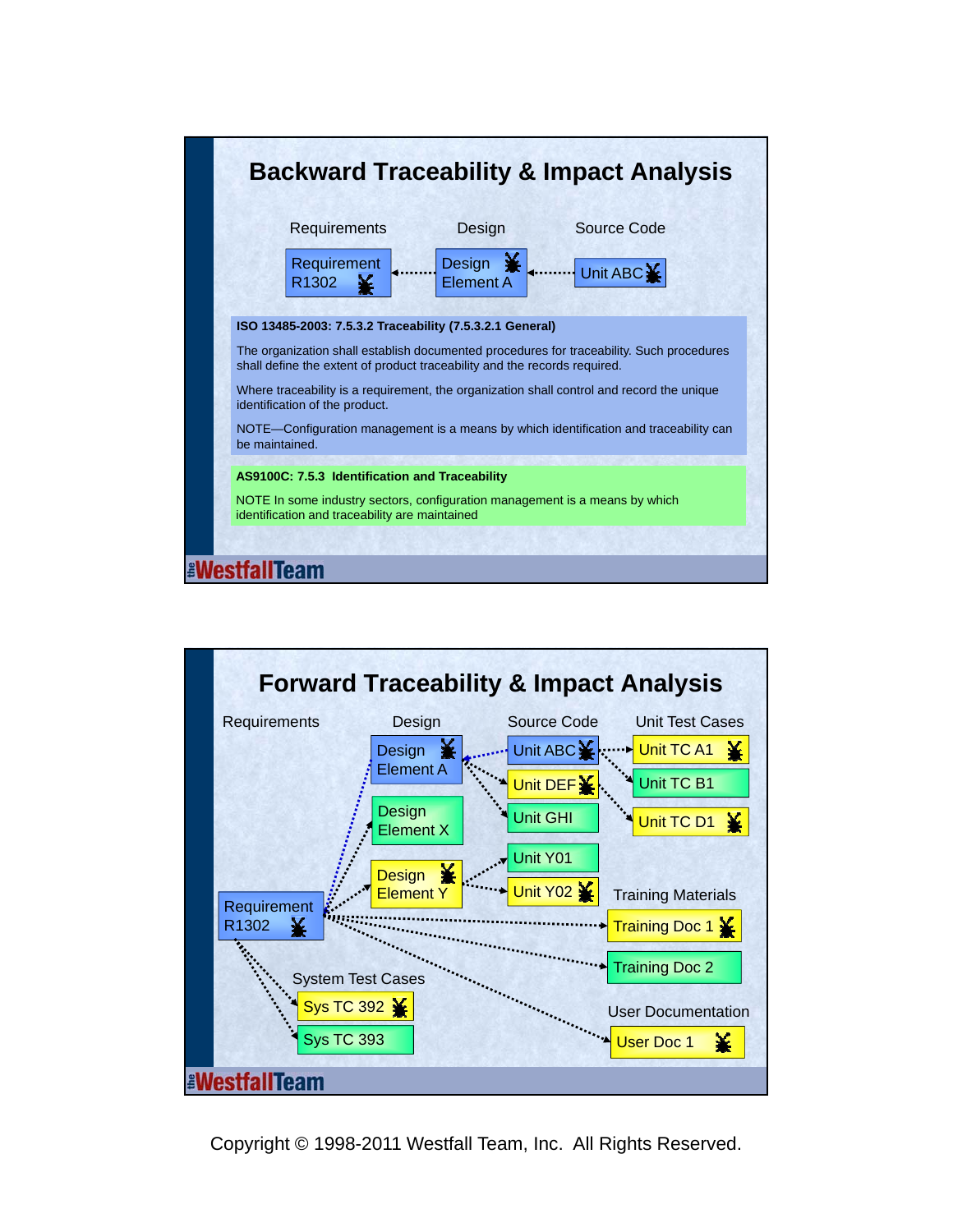# Backward Traceability & Impact Analysis

Requirements | Design | Source Code

Requirement R1302 ← Design Element A ← Unit ABC

**ISO 13485-2003: 7.5.3.2 Traceability (7.5.3.2.1 General)**

The organization shall establish documented procedures for traceability. Such procedures shall define the extent of product traceability and the records required.

Where traceability is a requirement, the organization shall control and record the unique identification of the product.

NOTE—Configuration management is a means by which identification and traceability can be maintained.

**AS9100C: 7.5.3 Identification and Traceability**

NOTE In some industry sectors, configuration management is a means by which identification and traceability are maintained

# Forward Traceability & Impact Analysis

Requirements

Requirement R1302

Design

Design Element A

Design Element X

Design Element Y

Source Code

Unit ABC

Unit DEF

Unit GHI

Unit Y01

Unit Y02

Unit Test Cases

Unit TC A1

Unit TC B1

Unit TC D1

Training Materials

Training Doc 1

Training Doc 2

System Test Cases

Sys TC 392

Sys TC 393

User Documentation

User Doc 1

Copyright © 1998-2011 Westfall Team, Inc. All Rights Reserved.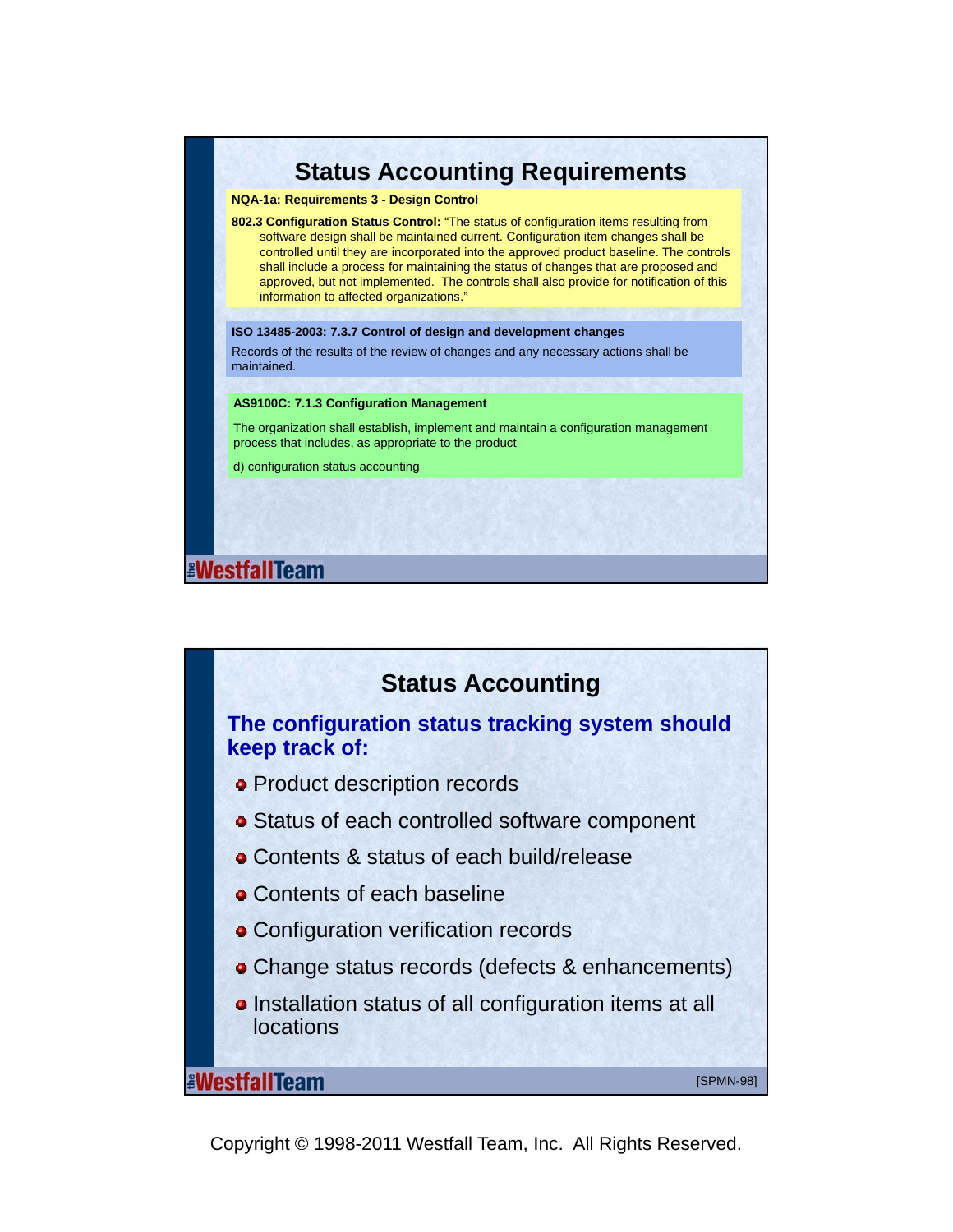## Status Accounting Requirements

**NQA-1a: Requirements 3 - Design Control**

**802.3 Configuration Status Control:** "The status of configuration items resulting from software design shall be maintained current. Configuration item changes shall be controlled until they are incorporated into the approved product baseline. The controls shall include a process for maintaining the status of changes that are proposed and approved, but not implemented. The controls shall also provide for notification of this information to affected organizations."

**ISO 13485-2003: 7.3.7 Control of design and development changes**

Records of the results of the review of changes and any necessary actions shall be maintained.

**AS9100C: 7.1.3 Configuration Management**

The organization shall establish, implement and maintain a configuration management process that includes, as appropriate to the product

d) configuration status accounting

## Status Accounting

**The configuration status tracking system should keep track of:**

- Product description records
- Status of each controlled software component
- Contents & status of each build/release
- Contents of each baseline
- Configuration verification records
- Change status records (defects & enhancements)
- Installation status of all configuration items at all locations

[SPMN-98]

Copyright © 1998-2011 Westfall Team, Inc. All Rights Reserved.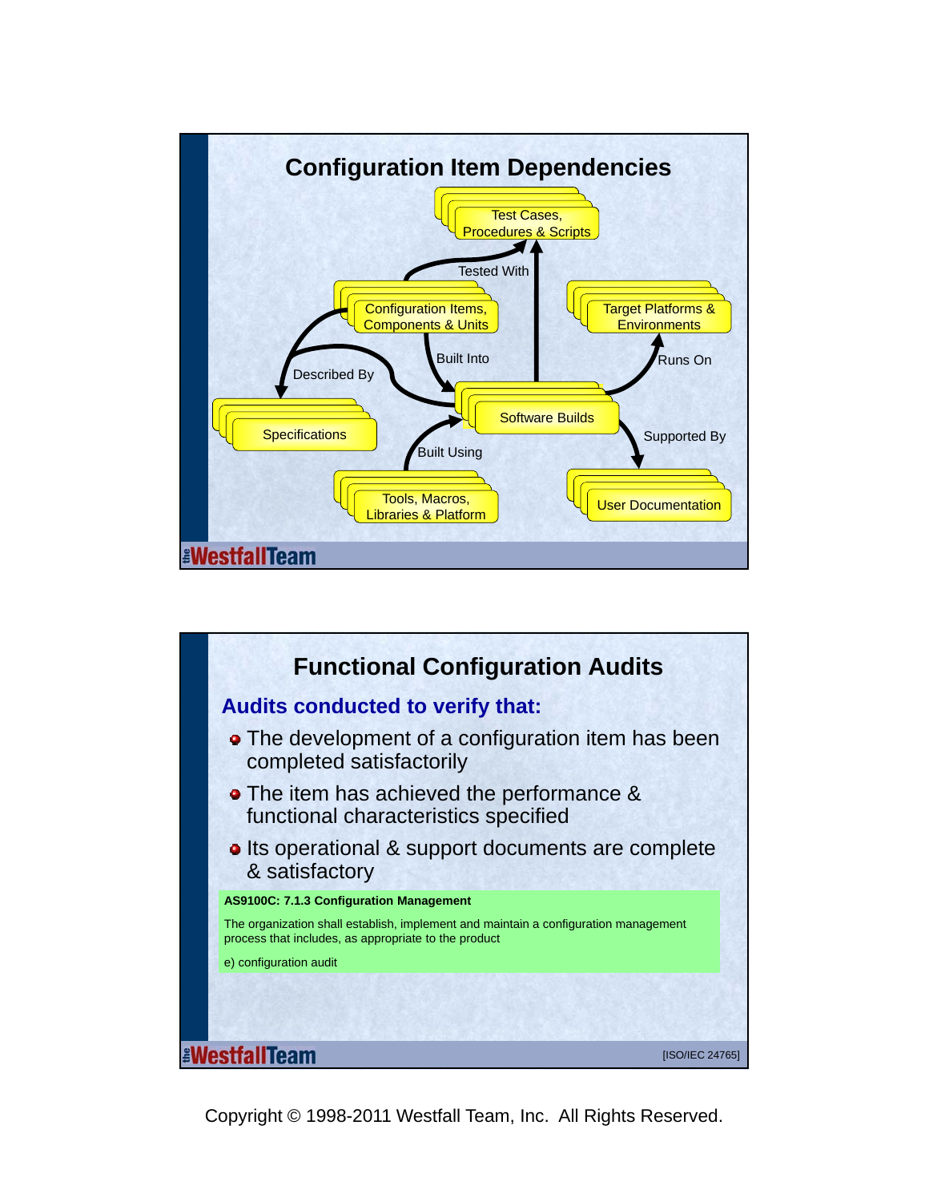## Configuration Item Dependencies

Test Cases, Procedures & Scripts

Tested With

Configuration Items, Components & Units

Target Platforms & Environments

Built Into

Runs On

Described By

Software Builds

Specifications

Supported By

Built Using

Tools, Macros, Libraries & Platform

User Documentation

## Functional Configuration Audits

### Audits conducted to verify that:

- The development of a configuration item has been completed satisfactorily
- The item has achieved the performance & functional characteristics specified
- Its operational & support documents are complete & satisfactory

**AS9100C: 7.1.3 Configuration Management**

The organization shall establish, implement and maintain a configuration management process that includes, as appropriate to the product

e) configuration audit

[ISO/IEC 24765]

Copyright © 1998-2011 Westfall Team, Inc. All Rights Reserved.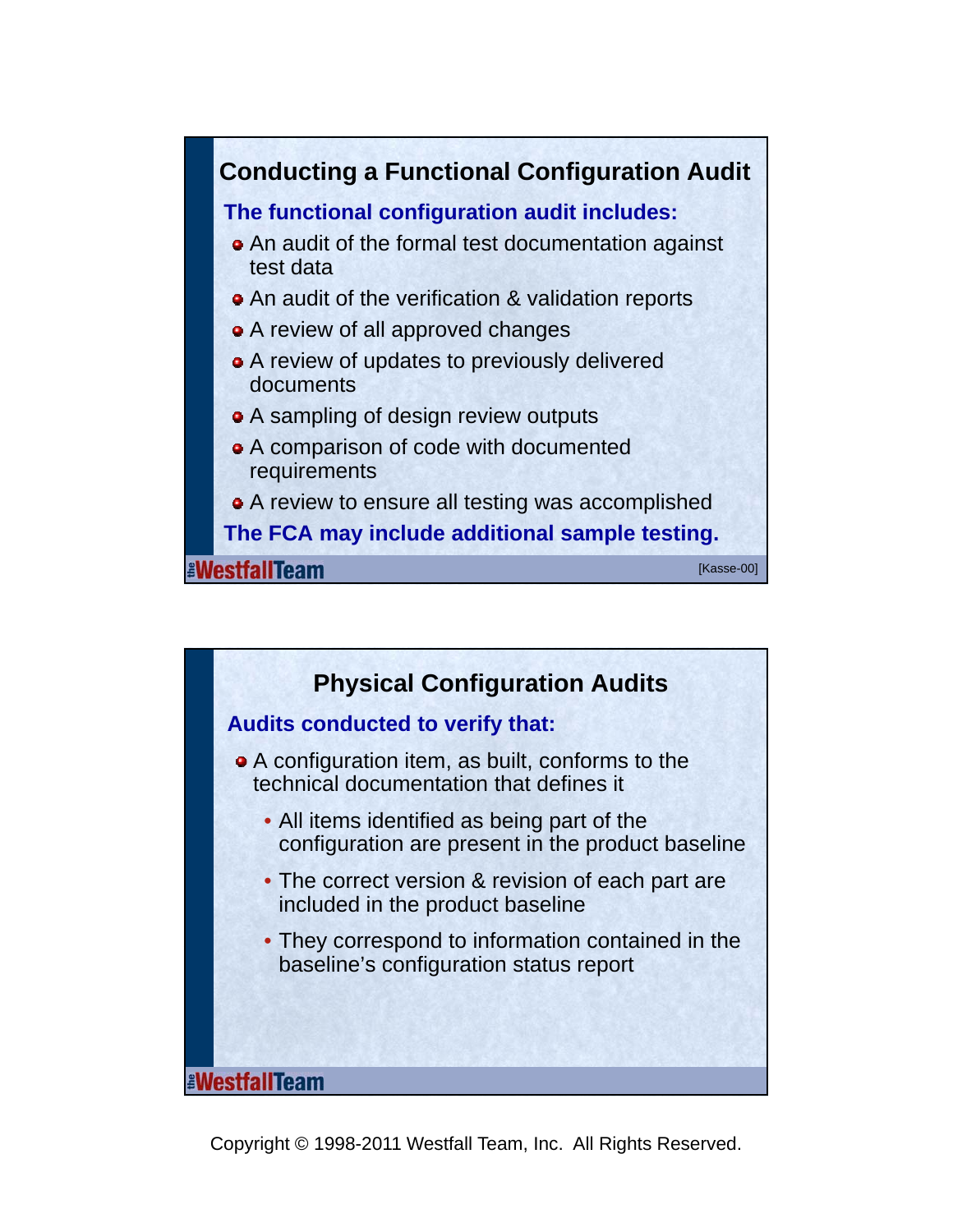## Conducting a Functional Configuration Audit

**The functional configuration audit includes:**

- An audit of the formal test documentation against test data
- An audit of the verification & validation reports
- A review of all approved changes
- A review of updates to previously delivered documents
- A sampling of design review outputs
- A comparison of code with documented requirements
- A review to ensure all testing was accomplished

**The FCA may include additional sample testing.**

[Kasse-00]

## Physical Configuration Audits

**Audits conducted to verify that:**

- A configuration item, as built, conforms to the technical documentation that defines it
  - All items identified as being part of the configuration are present in the product baseline
  - The correct version & revision of each part are included in the product baseline
  - They correspond to information contained in the baseline's configuration status report

Copyright © 1998-2011 Westfall Team, Inc. All Rights Reserved.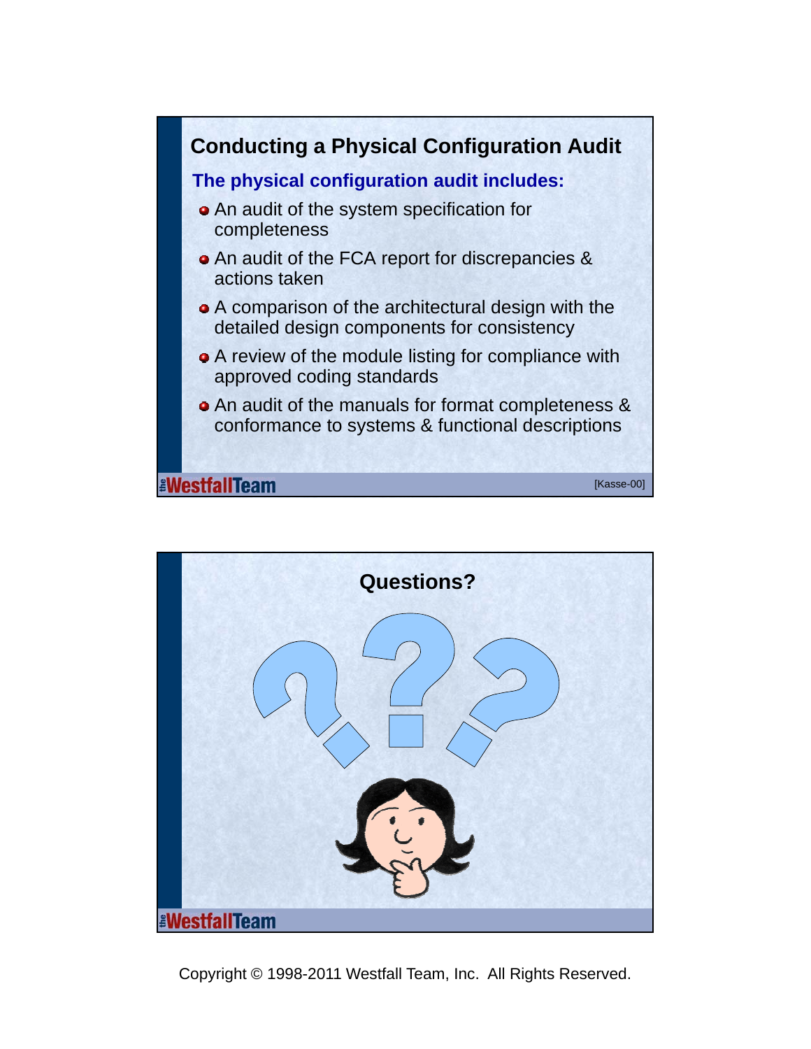## Conducting a Physical Configuration Audit

**The physical configuration audit includes:**

- An audit of the system specification for completeness
- An audit of the FCA report for discrepancies & actions taken
- A comparison of the architectural design with the detailed design components for consistency
- A review of the module listing for compliance with approved coding standards
- An audit of the manuals for format completeness & conformance to systems & functional descriptions

[Kasse-00]

## Questions?

Copyright © 1998-2011 Westfall Team, Inc. All Rights Reserved.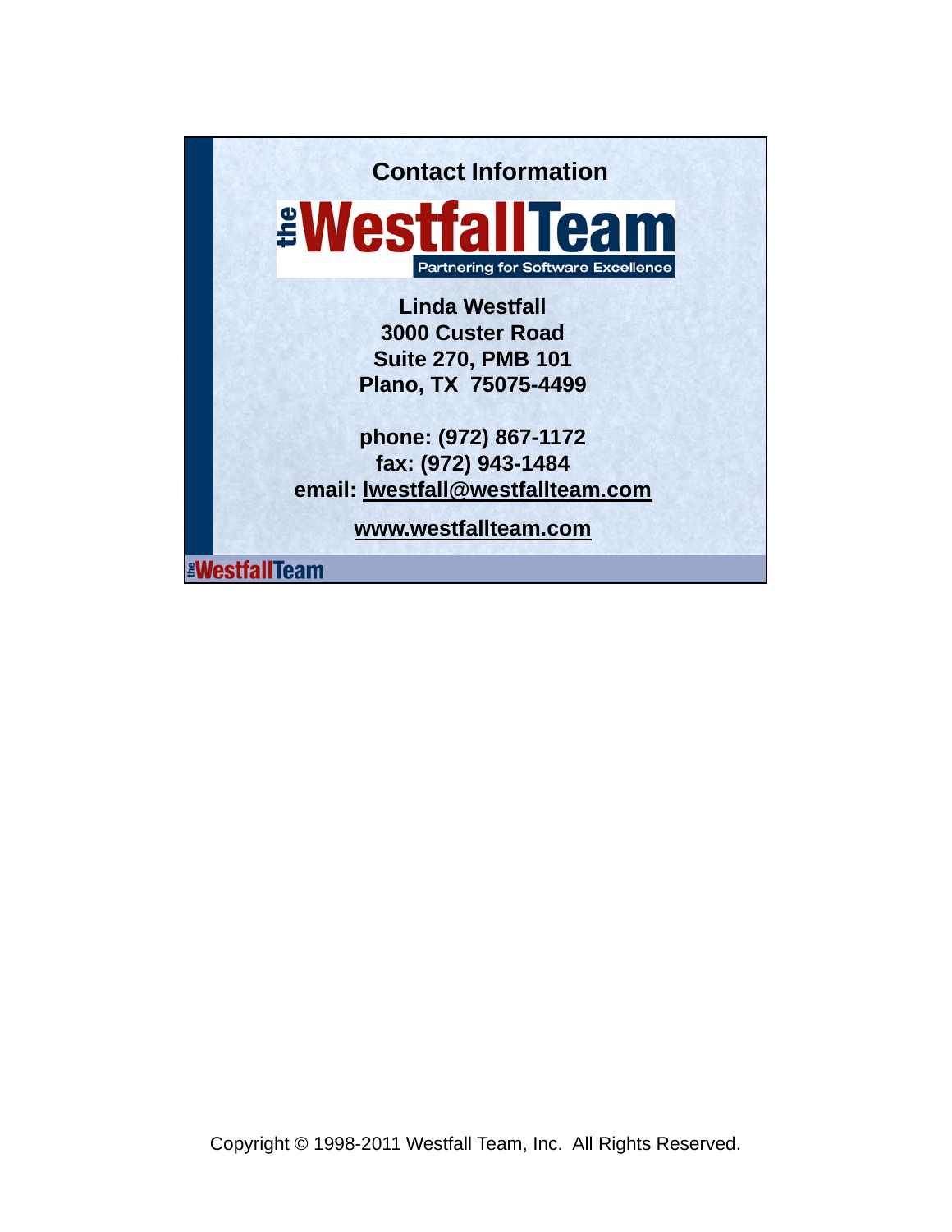## Contact Information

the WestfallTeam

Partnering for Software Excellence

**Linda Westfall**
**3000 Custer Road**
**Suite 270, PMB 101**
**Plano, TX 75075-4499**

**phone: (972) 867-1172**
**fax: (972) 943-1484**
**email: lwestfall@westfallteam.com**

**www.westfallteam.com**

Copyright © 1998-2011 Westfall Team, Inc. All Rights Reserved.